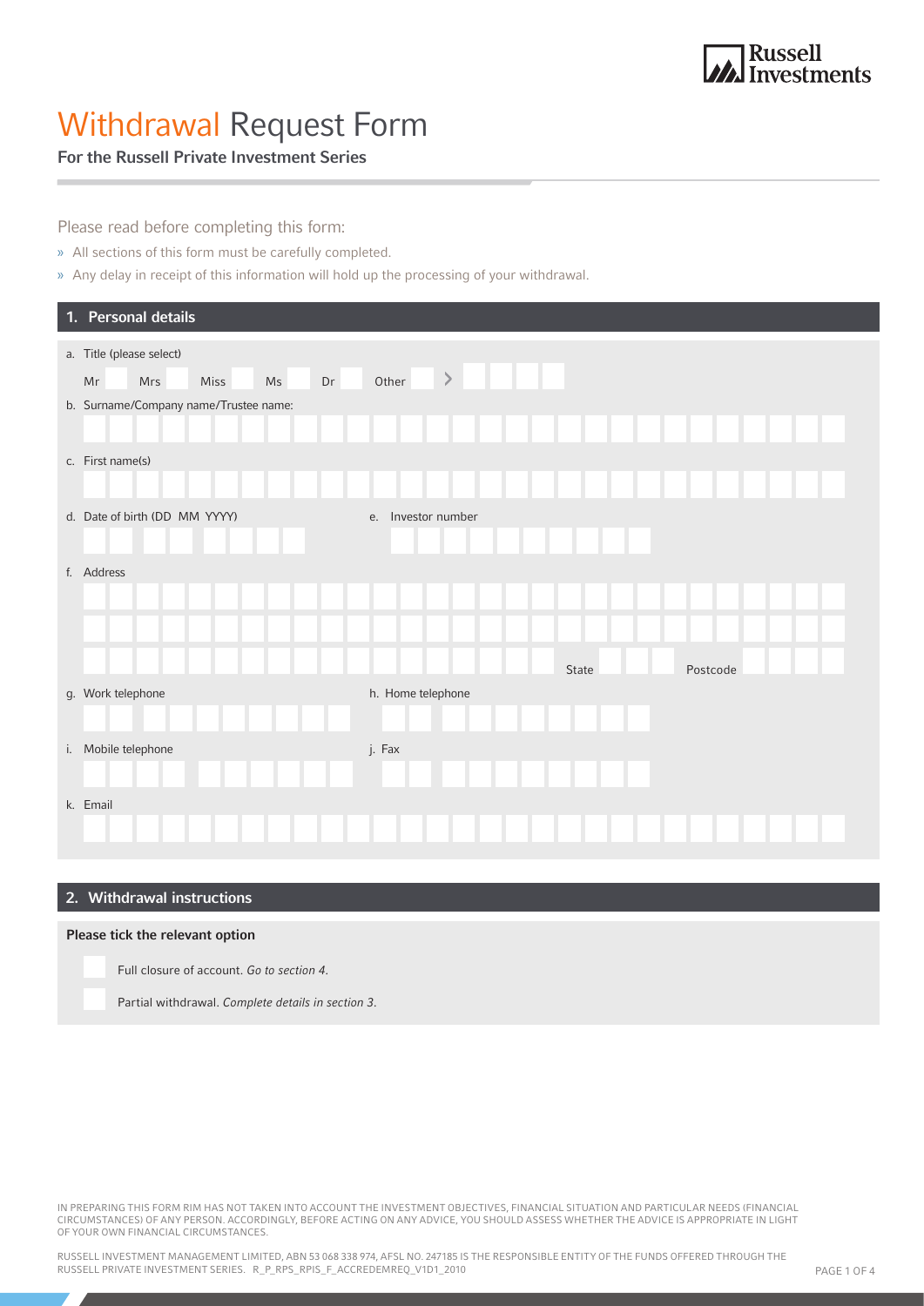# Withdrawal Request Form

**For the Russell Private Investment Series**

Please read before completing this form:

- All sections of this form must be carefully completed.
- Any delay in receipt of this information will hold up the processing of your withdrawal.

## 1. Personal details

a. Title (please select)

Mr ☐ Mrs ☐ Miss ☐ Ms ☐ Dr ☐ Other ☐ >

b. Surname/Company name/Trustee name:

c. First name(s)

d. Date of birth (DD MM YYYY)

e. Investor number

f. Address

State

Postcode

g. Work telephone

h. Home telephone

i. Mobile telephone

j. Fax

k. Email

## 2. Withdrawal instructions

**Please tick the relevant option**

☐ Full closure of account. *Go to section 4.*

☐ Partial withdrawal. *Complete details in section 3.*

IN PREPARING THIS FORM RIM HAS NOT TAKEN INTO ACCOUNT THE INVESTMENT OBJECTIVES, FINANCIAL SITUATION AND PARTICULAR NEEDS (FINANCIAL CIRCUMSTANCES) OF ANY PERSON. ACCORDINGLY, BEFORE ACTING ON ANY ADVICE, YOU SHOULD ASSESS WHETHER THE ADVICE IS APPROPRIATE IN LIGHT OF YOUR OWN FINANCIAL CIRCUMSTANCES.

RUSSELL INVESTMENT MANAGEMENT LIMITED, ABN 53 068 338 974, AFSL NO. 247185 IS THE RESPONSIBLE ENTITY OF THE FUNDS OFFERED THROUGH THE RUSSELL PRIVATE INVESTMENT SERIES. R_P_RPS_RPIS_F_ACCREDEMREQ_V1D1_2010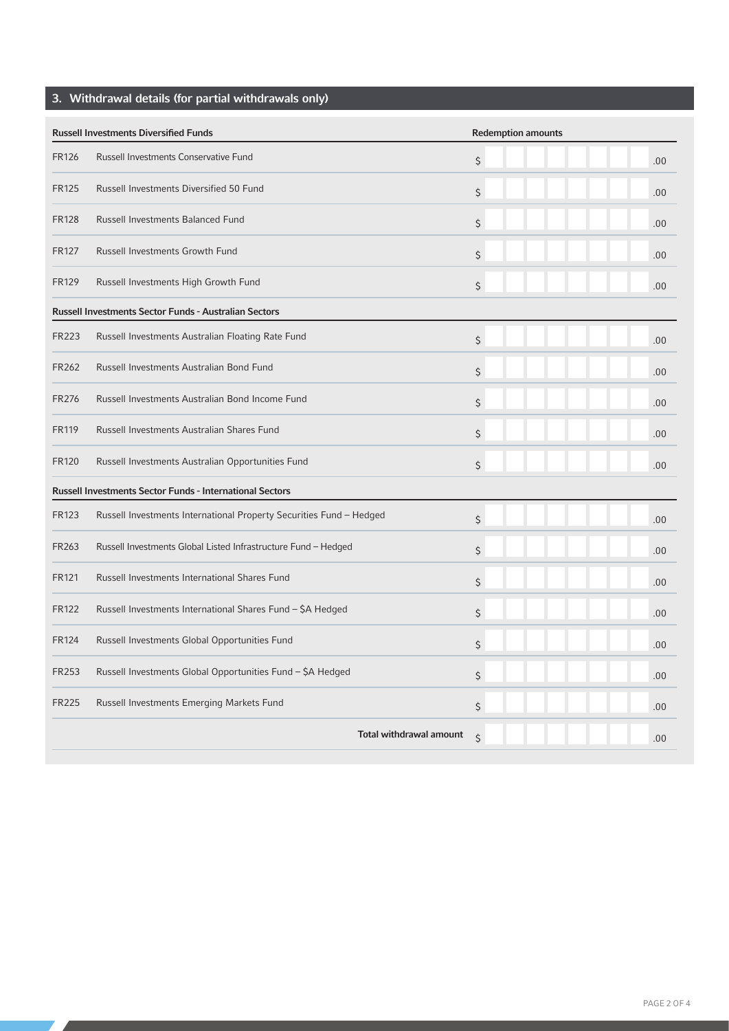## 3. Withdrawal details (for partial withdrawals only)

| Code | Russell Investments Diversified Funds | Redemption amounts |
| --- | --- | --- |
| FR126 | Russell Investments Conservative Fund | $ .00 |
| FR125 | Russell Investments Diversified 50 Fund | $ .00 |
| FR128 | Russell Investments Balanced Fund | $ .00 |
| FR127 | Russell Investments Growth Fund | $ .00 |
| FR129 | Russell Investments High Growth Fund | $ .00 |
| | **Russell Investments Sector Funds - Australian Sectors** | |
| FR223 | Russell Investments Australian Floating Rate Fund | $ .00 |
| FR262 | Russell Investments Australian Bond Fund | $ .00 |
| FR276 | Russell Investments Australian Bond Income Fund | $ .00 |
| FR119 | Russell Investments Australian Shares Fund | $ .00 |
| FR120 | Russell Investments Australian Opportunities Fund | $ .00 |
| | **Russell Investments Sector Funds - International Sectors** | |
| FR123 | Russell Investments International Property Securities Fund – Hedged | $ .00 |
| FR263 | Russell Investments Global Listed Infrastructure Fund – Hedged | $ .00 |
| FR121 | Russell Investments International Shares Fund | $ .00 |
| FR122 | Russell Investments International Shares Fund – $A Hedged | $ .00 |
| FR124 | Russell Investments Global Opportunities Fund | $ .00 |
| FR253 | Russell Investments Global Opportunities Fund – $A Hedged | $ .00 |
| FR225 | Russell Investments Emerging Markets Fund | $ .00 |
| | **Total withdrawal amount** | $ .00 |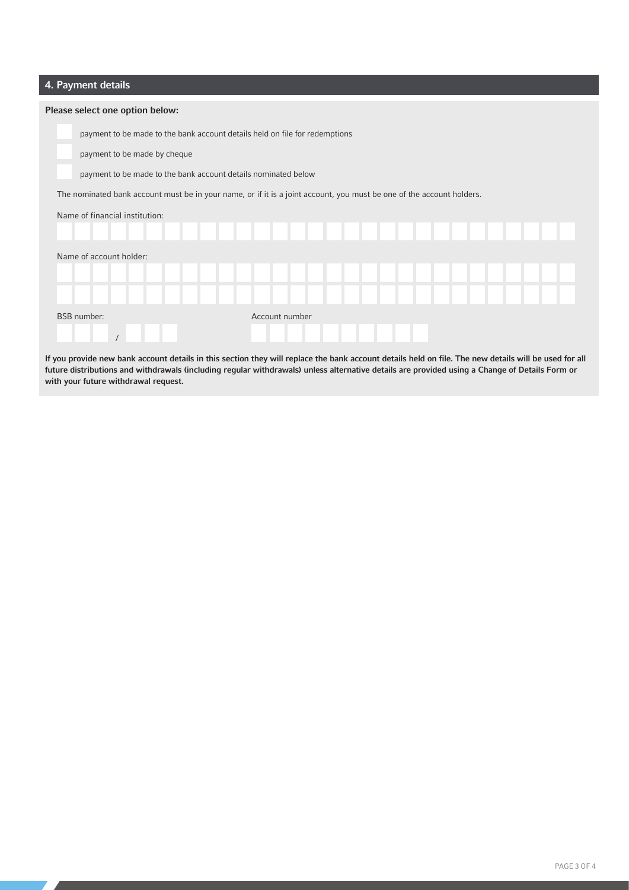## 4. Payment details

**Please select one option below:**

- ☐ payment to be made to the bank account details held on file for redemptions
- ☐ payment to be made by cheque
- ☐ payment to be made to the bank account details nominated below

The nominated bank account must be in your name, or if it is a joint account, you must be one of the account holders.

Name of financial institution:

Name of account holder:

BSB number: /

Account number

**If you provide new bank account details in this section they will replace the bank account details held on file. The new details will be used for all future distributions and withdrawals (including regular withdrawals) unless alternative details are provided using a Change of Details Form or with your future withdrawal request.**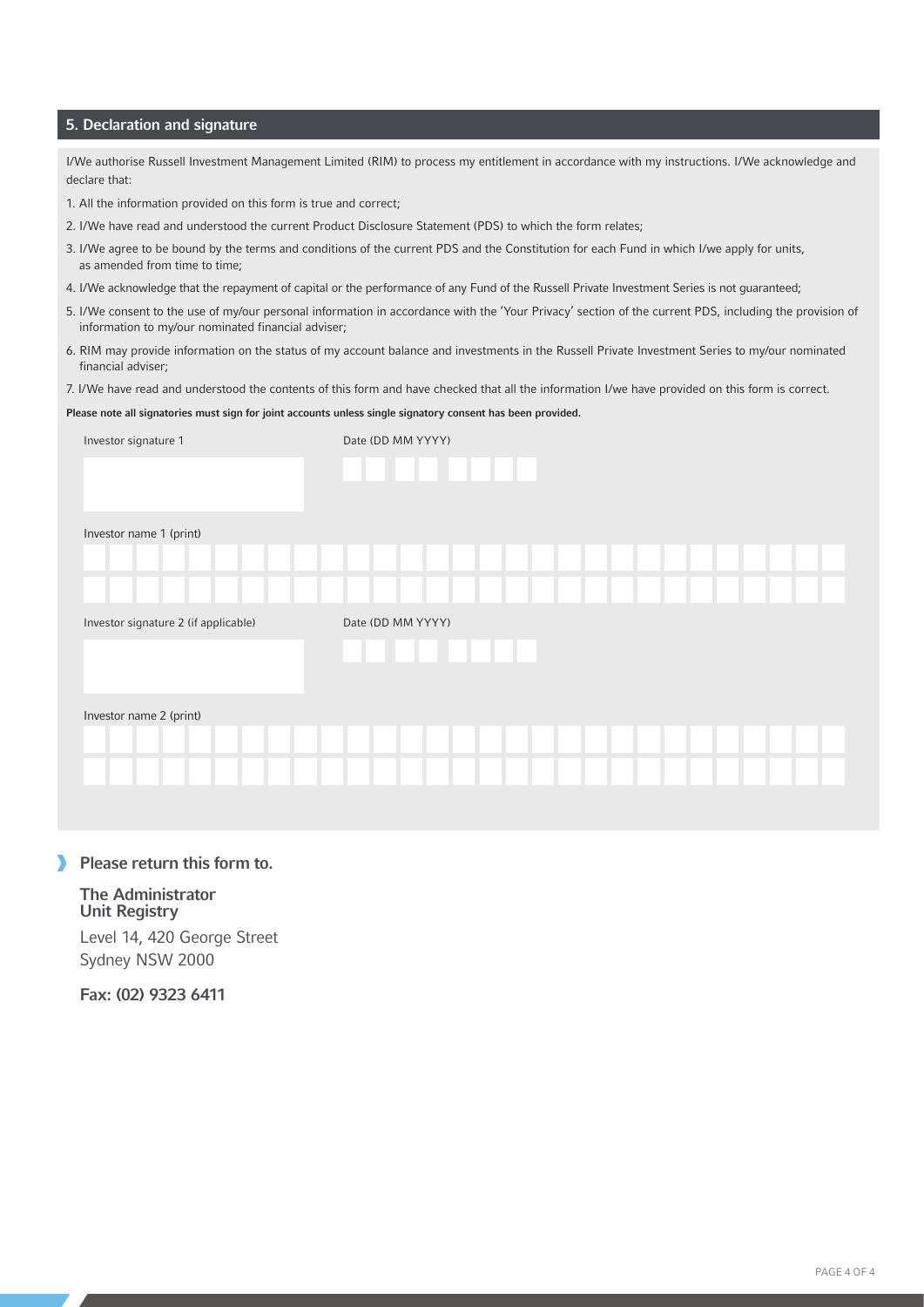## 5. Declaration and signature

I/We authorise Russell Investment Management Limited (RIM) to process my entitlement in accordance with my instructions. I/We acknowledge and declare that:

1. All the information provided on this form is true and correct;
2. I/We have read and understood the current Product Disclosure Statement (PDS) to which the form relates;
3. I/We agree to be bound by the terms and conditions of the current PDS and the Constitution for each Fund in which I/we apply for units, as amended from time to time;
4. I/We acknowledge that the repayment of capital or the performance of any Fund of the Russell Private Investment Series is not guaranteed;
5. I/We consent to the use of my/our personal information in accordance with the 'Your Privacy' section of the current PDS, including the provision of information to my/our nominated financial adviser;
6. RIM may provide information on the status of my account balance and investments in the Russell Private Investment Series to my/our nominated financial adviser;
7. I/We have read and understood the contents of this form and have checked that all the information I/we have provided on this form is correct.

**Please note all signatories must sign for joint accounts unless single signatory consent has been provided.**

Investor signature 1

Date (DD MM YYYY)

Investor name 1 (print)

Investor signature 2 (if applicable)

Date (DD MM YYYY)

Investor name 2 (print)

### Please return this form to.

**The Administrator**
**Unit Registry**

Level 14, 420 George Street
Sydney NSW 2000

**Fax: (02) 9323 6411**